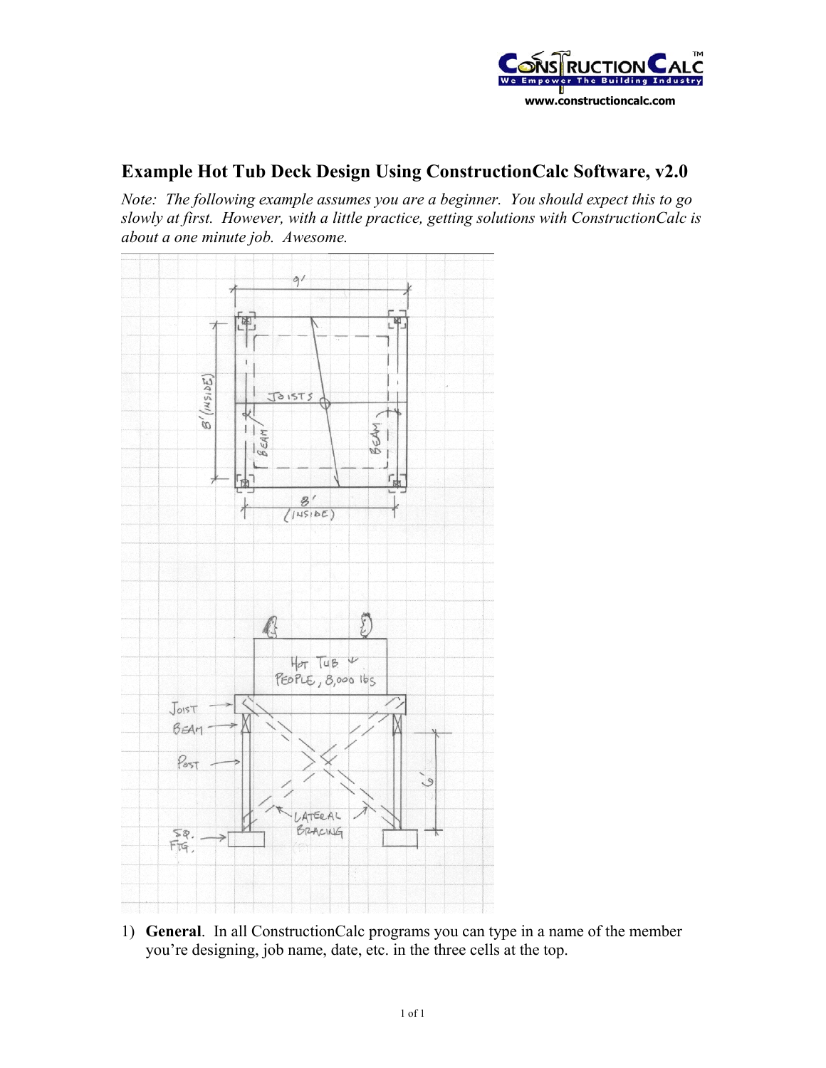# Example Hot Tub Deck Design Using ConstructionCalc Software, v2.0

*Note: The following example assumes you are a beginner. You should expect this to go slowly at first. However, with a little practice, getting solutions with ConstructionCalc is about a one minute job. Awesome.*

1) **General**. In all ConstructionCalc programs you can type in a name of the member you're designing, job name, date, etc. in the three cells at the top.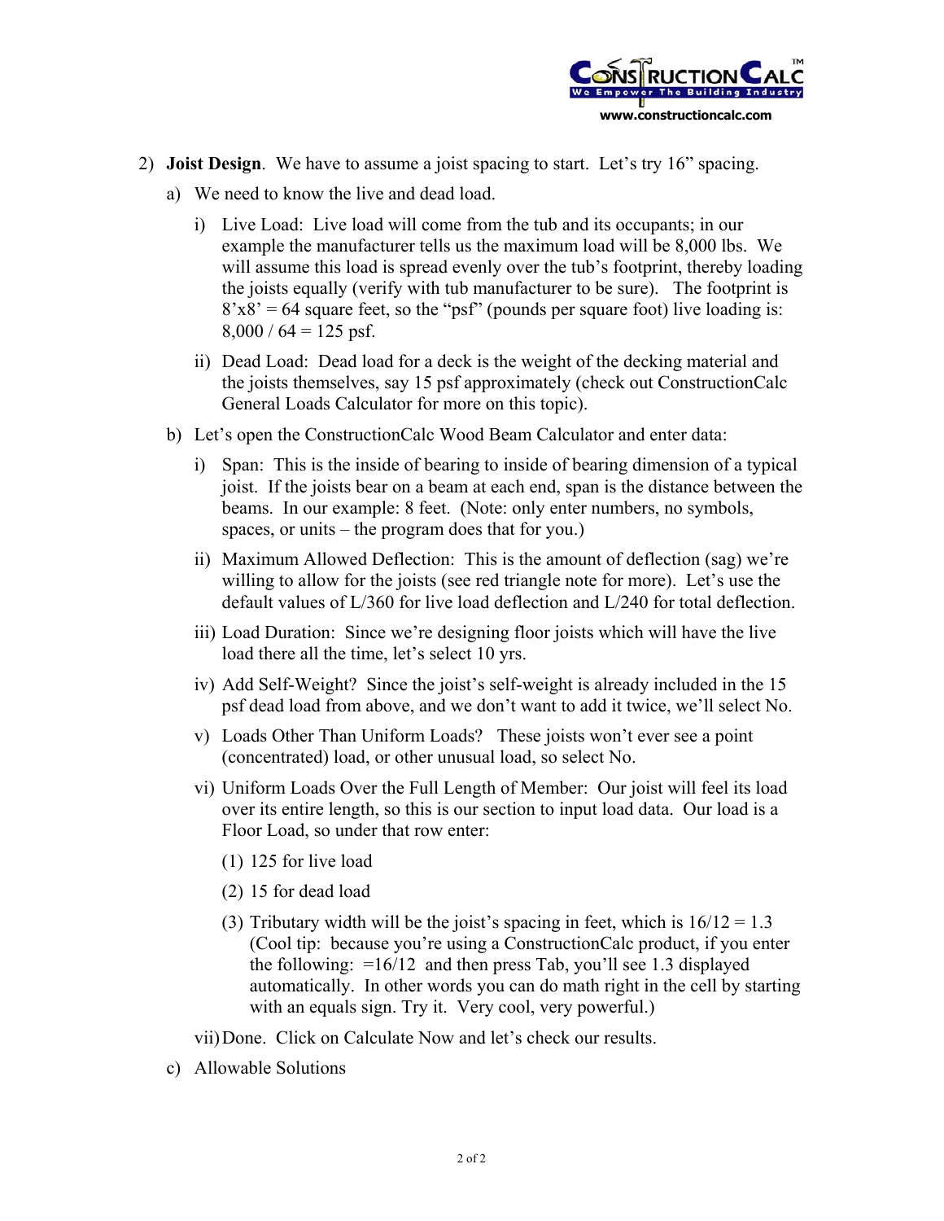2) **Joist Design**. We have to assume a joist spacing to start. Let's try 16" spacing.

   a) We need to know the live and dead load.

      i) Live Load: Live load will come from the tub and its occupants; in our example the manufacturer tells us the maximum load will be 8,000 lbs. We will assume this load is spread evenly over the tub's footprint, thereby loading the joists equally (verify with tub manufacturer to be sure). The footprint is 8'x8' = 64 square feet, so the "psf" (pounds per square foot) live loading is: 8,000 / 64 = 125 psf.

      ii) Dead Load: Dead load for a deck is the weight of the decking material and the joists themselves, say 15 psf approximately (check out ConstructionCalc General Loads Calculator for more on this topic).

   b) Let's open the ConstructionCalc Wood Beam Calculator and enter data:

      i) Span: This is the inside of bearing to inside of bearing dimension of a typical joist. If the joists bear on a beam at each end, span is the distance between the beams. In our example: 8 feet. (Note: only enter numbers, no symbols, spaces, or units – the program does that for you.)

      ii) Maximum Allowed Deflection: This is the amount of deflection (sag) we're willing to allow for the joists (see red triangle note for more). Let's use the default values of L/360 for live load deflection and L/240 for total deflection.

      iii) Load Duration: Since we're designing floor joists which will have the live load there all the time, let's select 10 yrs.

      iv) Add Self-Weight? Since the joist's self-weight is already included in the 15 psf dead load from above, and we don't want to add it twice, we'll select No.

      v) Loads Other Than Uniform Loads? These joists won't ever see a point (concentrated) load, or other unusual load, so select No.

      vi) Uniform Loads Over the Full Length of Member: Our joist will feel its load over its entire length, so this is our section to input load data. Our load is a Floor Load, so under that row enter:

         (1) 125 for live load

         (2) 15 for dead load

         (3) Tributary width will be the joist's spacing in feet, which is 16/12 = 1.3 (Cool tip: because you're using a ConstructionCalc product, if you enter the following: =16/12 and then press Tab, you'll see 1.3 displayed automatically. In other words you can do math right in the cell by starting with an equals sign. Try it. Very cool, very powerful.)

      vii) Done. Click on Calculate Now and let's check our results.

   c) Allowable Solutions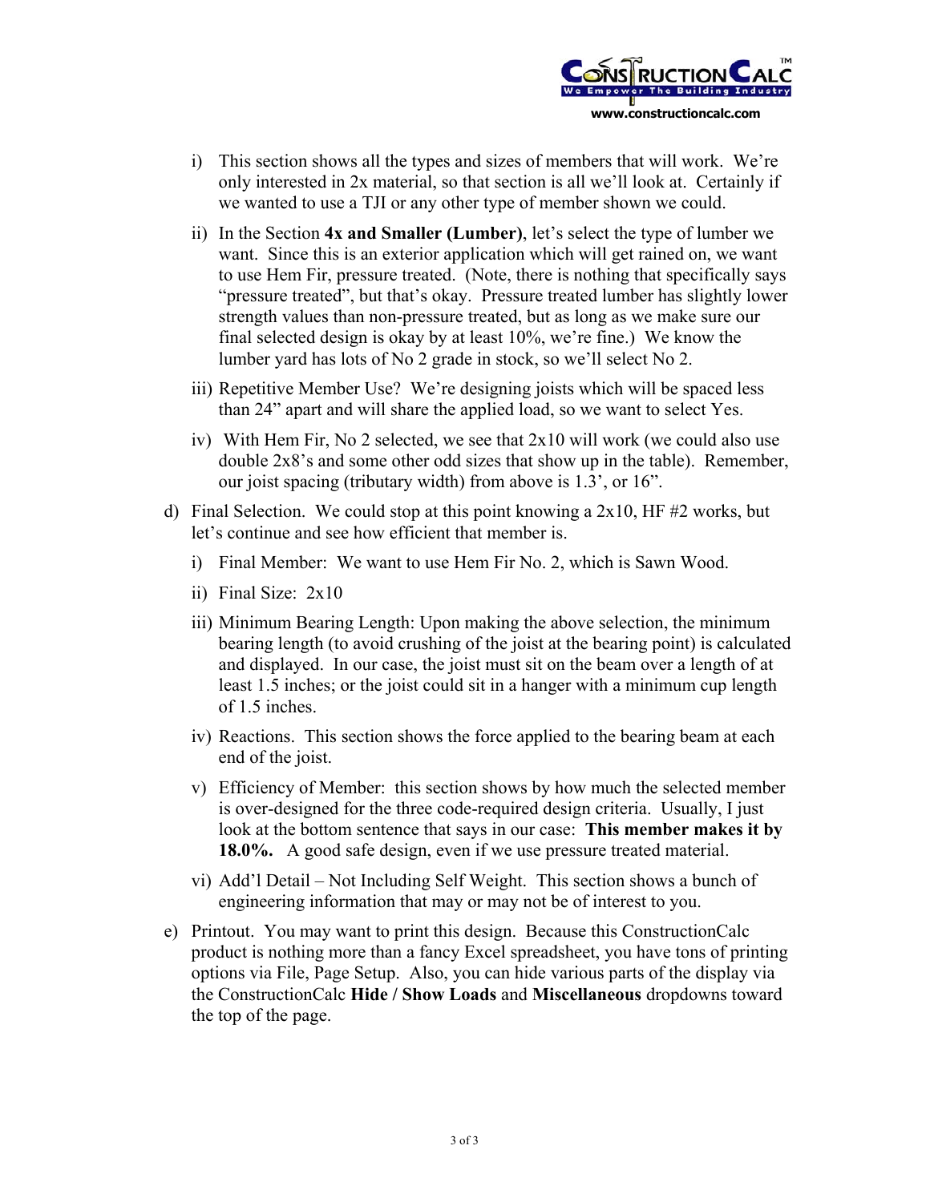i) This section shows all the types and sizes of members that will work. We're only interested in 2x material, so that section is all we'll look at. Certainly if we wanted to use a TJI or any other type of member shown we could.

ii) In the Section **4x and Smaller (Lumber)**, let's select the type of lumber we want. Since this is an exterior application which will get rained on, we want to use Hem Fir, pressure treated. (Note, there is nothing that specifically says "pressure treated", but that's okay. Pressure treated lumber has slightly lower strength values than non-pressure treated, but as long as we make sure our final selected design is okay by at least 10%, we're fine.) We know the lumber yard has lots of No 2 grade in stock, so we'll select No 2.

iii) Repetitive Member Use? We're designing joists which will be spaced less than 24" apart and will share the applied load, so we want to select Yes.

iv) With Hem Fir, No 2 selected, we see that 2x10 will work (we could also use double 2x8's and some other odd sizes that show up in the table). Remember, our joist spacing (tributary width) from above is 1.3', or 16".

d) Final Selection. We could stop at this point knowing a 2x10, HF #2 works, but let's continue and see how efficient that member is.

i) Final Member: We want to use Hem Fir No. 2, which is Sawn Wood.

ii) Final Size: 2x10

iii) Minimum Bearing Length: Upon making the above selection, the minimum bearing length (to avoid crushing of the joist at the bearing point) is calculated and displayed. In our case, the joist must sit on the beam over a length of at least 1.5 inches; or the joist could sit in a hanger with a minimum cup length of 1.5 inches.

iv) Reactions. This section shows the force applied to the bearing beam at each end of the joist.

v) Efficiency of Member: this section shows by how much the selected member is over-designed for the three code-required design criteria. Usually, I just look at the bottom sentence that says in our case: **This member makes it by 18.0%.** A good safe design, even if we use pressure treated material.

vi) Add'l Detail – Not Including Self Weight. This section shows a bunch of engineering information that may or may not be of interest to you.

e) Printout. You may want to print this design. Because this ConstructionCalc product is nothing more than a fancy Excel spreadsheet, you have tons of printing options via File, Page Setup. Also, you can hide various parts of the display via the ConstructionCalc **Hide / Show Loads** and **Miscellaneous** dropdowns toward the top of the page.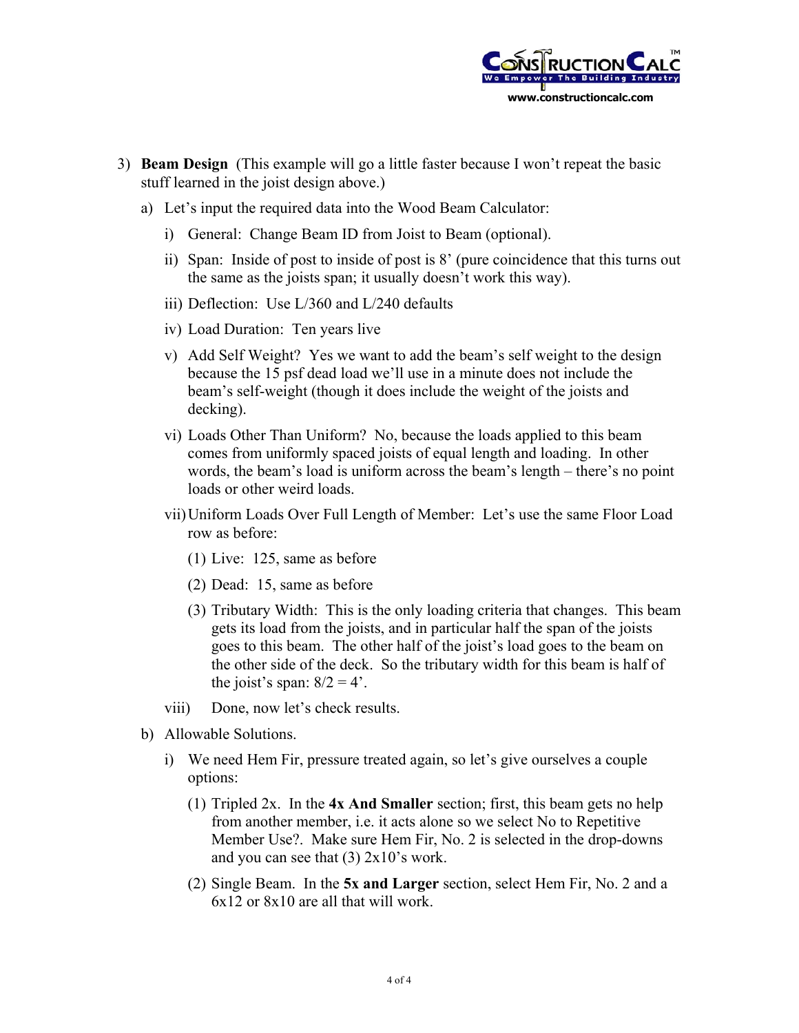3) **Beam Design** (This example will go a little faster because I won't repeat the basic stuff learned in the joist design above.)

   a) Let's input the required data into the Wood Beam Calculator:

      i) General: Change Beam ID from Joist to Beam (optional).

      ii) Span: Inside of post to inside of post is 8' (pure coincidence that this turns out the same as the joists span; it usually doesn't work this way).

      iii) Deflection: Use L/360 and L/240 defaults

      iv) Load Duration: Ten years live

      v) Add Self Weight? Yes we want to add the beam's self weight to the design because the 15 psf dead load we'll use in a minute does not include the beam's self-weight (though it does include the weight of the joists and decking).

      vi) Loads Other Than Uniform? No, because the loads applied to this beam comes from uniformly spaced joists of equal length and loading. In other words, the beam's load is uniform across the beam's length – there's no point loads or other weird loads.

      vii) Uniform Loads Over Full Length of Member: Let's use the same Floor Load row as before:

         (1) Live: 125, same as before

         (2) Dead: 15, same as before

         (3) Tributary Width: This is the only loading criteria that changes. This beam gets its load from the joists, and in particular half the span of the joists goes to this beam. The other half of the joist's load goes to the beam on the other side of the deck. So the tributary width for this beam is half of the joist's span: 8/2 = 4'.

      viii) Done, now let's check results.

   b) Allowable Solutions.

      i) We need Hem Fir, pressure treated again, so let's give ourselves a couple options:

         (1) Tripled 2x. In the **4x And Smaller** section; first, this beam gets no help from another member, i.e. it acts alone so we select No to Repetitive Member Use?. Make sure Hem Fir, No. 2 is selected in the drop-downs and you can see that (3) 2x10's work.

         (2) Single Beam. In the **5x and Larger** section, select Hem Fir, No. 2 and a 6x12 or 8x10 are all that will work.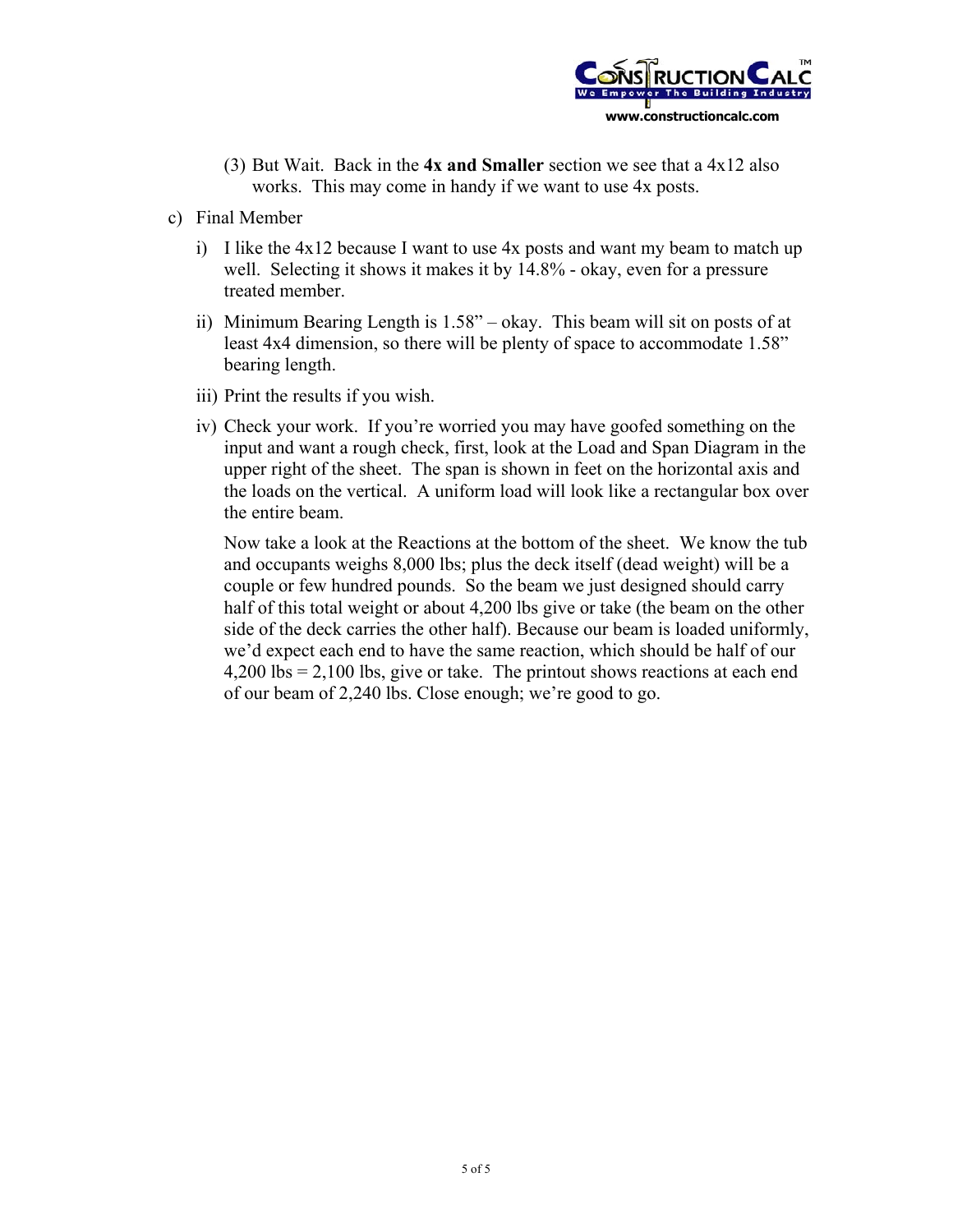(3) But Wait. Back in the **4x and Smaller** section we see that a 4x12 also works. This may come in handy if we want to use 4x posts.

c) Final Member

i) I like the 4x12 because I want to use 4x posts and want my beam to match up well. Selecting it shows it makes it by 14.8% - okay, even for a pressure treated member.

ii) Minimum Bearing Length is 1.58" – okay. This beam will sit on posts of at least 4x4 dimension, so there will be plenty of space to accommodate 1.58" bearing length.

iii) Print the results if you wish.

iv) Check your work. If you're worried you may have goofed something on the input and want a rough check, first, look at the Load and Span Diagram in the upper right of the sheet. The span is shown in feet on the horizontal axis and the loads on the vertical. A uniform load will look like a rectangular box over the entire beam.

Now take a look at the Reactions at the bottom of the sheet. We know the tub and occupants weighs 8,000 lbs; plus the deck itself (dead weight) will be a couple or few hundred pounds. So the beam we just designed should carry half of this total weight or about 4,200 lbs give or take (the beam on the other side of the deck carries the other half). Because our beam is loaded uniformly, we'd expect each end to have the same reaction, which should be half of our 4,200 lbs = 2,100 lbs, give or take. The printout shows reactions at each end of our beam of 2,240 lbs. Close enough; we're good to go.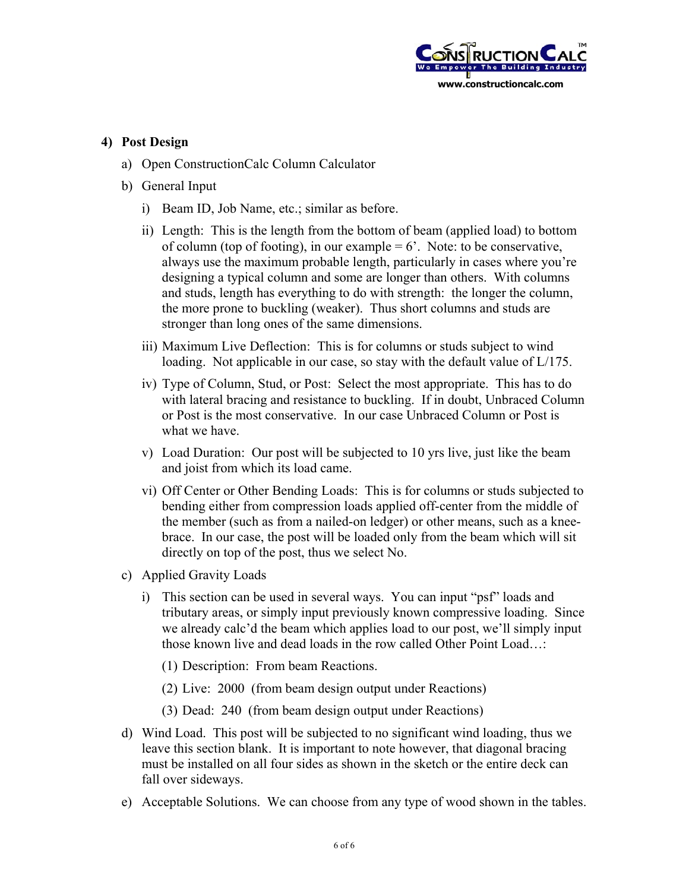## 4) Post Design

a) Open ConstructionCalc Column Calculator

b) General Input

   i) Beam ID, Job Name, etc.; similar as before.

   ii) Length: This is the length from the bottom of beam (applied load) to bottom of column (top of footing), in our example = 6'. Note: to be conservative, always use the maximum probable length, particularly in cases where you're designing a typical column and some are longer than others. With columns and studs, length has everything to do with strength: the longer the column, the more prone to buckling (weaker). Thus short columns and studs are stronger than long ones of the same dimensions.

   iii) Maximum Live Deflection: This is for columns or studs subject to wind loading. Not applicable in our case, so stay with the default value of L/175.

   iv) Type of Column, Stud, or Post: Select the most appropriate. This has to do with lateral bracing and resistance to buckling. If in doubt, Unbraced Column or Post is the most conservative. In our case Unbraced Column or Post is what we have.

   v) Load Duration: Our post will be subjected to 10 yrs live, just like the beam and joist from which its load came.

   vi) Off Center or Other Bending Loads: This is for columns or studs subjected to bending either from compression loads applied off-center from the middle of the member (such as from a nailed-on ledger) or other means, such as a knee-brace. In our case, the post will be loaded only from the beam which will sit directly on top of the post, thus we select No.

c) Applied Gravity Loads

   i) This section can be used in several ways. You can input "psf" loads and tributary areas, or simply input previously known compressive loading. Since we already calc'd the beam which applies load to our post, we'll simply input those known live and dead loads in the row called Other Point Load…:

      (1) Description: From beam Reactions.

      (2) Live: 2000 (from beam design output under Reactions)

      (3) Dead: 240 (from beam design output under Reactions)

d) Wind Load. This post will be subjected to no significant wind loading, thus we leave this section blank. It is important to note however, that diagonal bracing must be installed on all four sides as shown in the sketch or the entire deck can fall over sideways.

e) Acceptable Solutions. We can choose from any type of wood shown in the tables.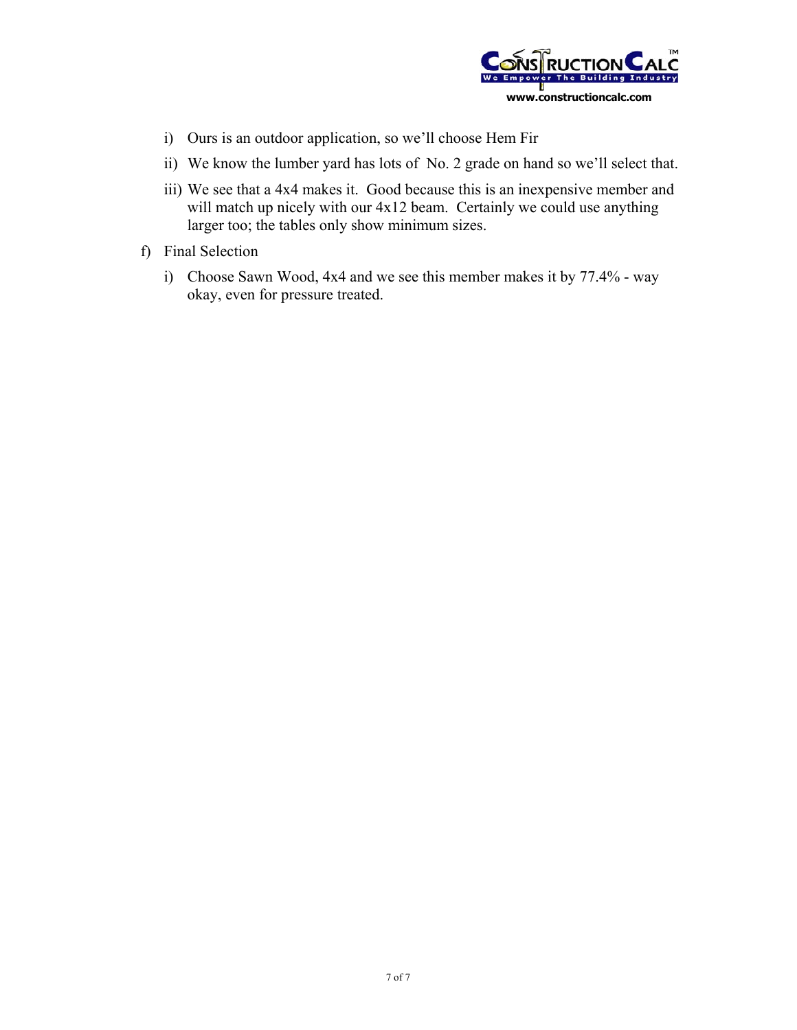i) Ours is an outdoor application, so we'll choose Hem Fir

ii) We know the lumber yard has lots of No. 2 grade on hand so we'll select that.

iii) We see that a 4x4 makes it. Good because this is an inexpensive member and will match up nicely with our 4x12 beam. Certainly we could use anything larger too; the tables only show minimum sizes.

f) Final Selection

i) Choose Sawn Wood, 4x4 and we see this member makes it by 77.4% - way okay, even for pressure treated.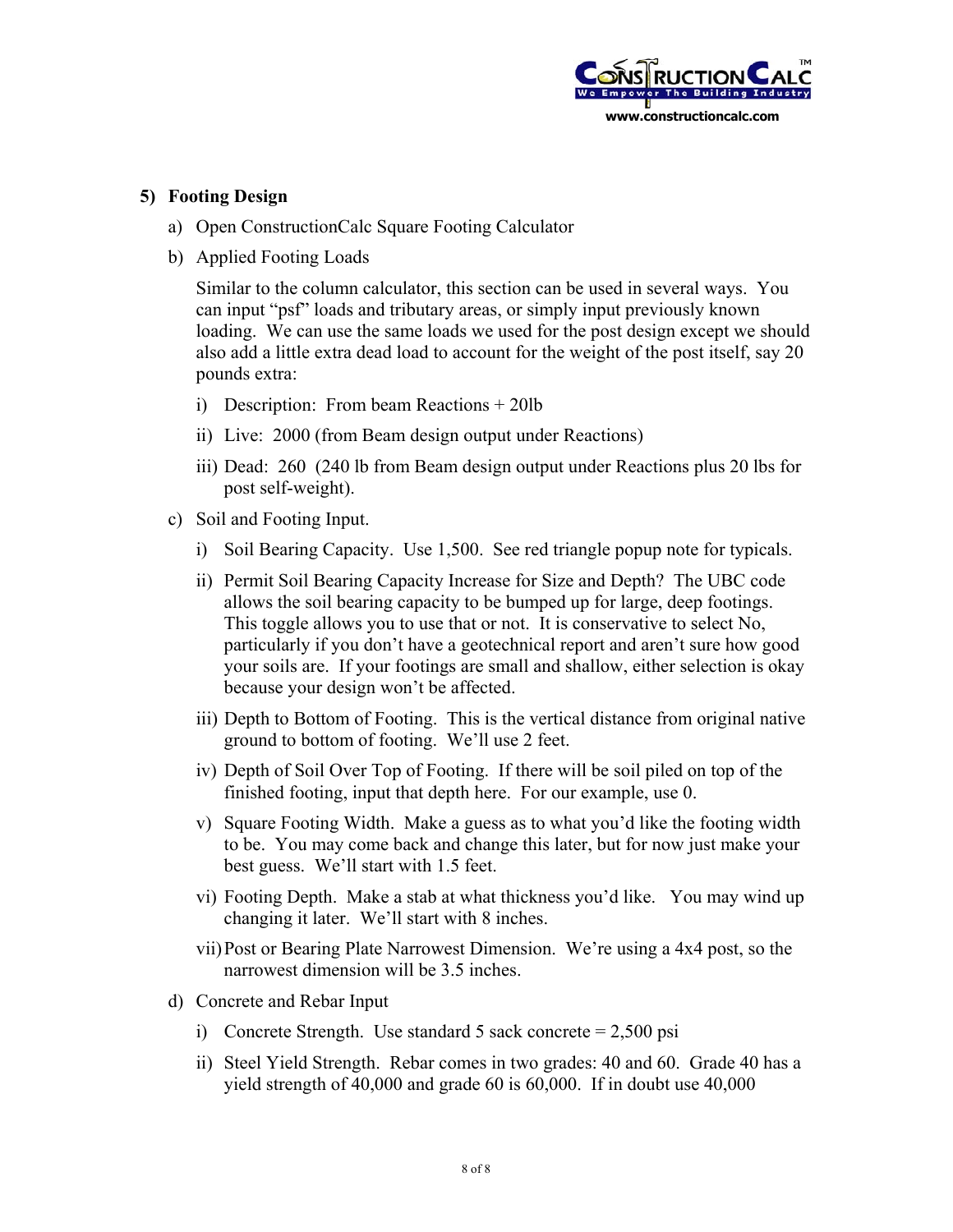## 5) Footing Design

a) Open ConstructionCalc Square Footing Calculator

b) Applied Footing Loads

   Similar to the column calculator, this section can be used in several ways. You can input "psf" loads and tributary areas, or simply input previously known loading. We can use the same loads we used for the post design except we should also add a little extra dead load to account for the weight of the post itself, say 20 pounds extra:

   i) Description: From beam Reactions + 20lb

   ii) Live: 2000 (from Beam design output under Reactions)

   iii) Dead: 260 (240 lb from Beam design output under Reactions plus 20 lbs for post self-weight).

c) Soil and Footing Input.

   i) Soil Bearing Capacity. Use 1,500. See red triangle popup note for typicals.

   ii) Permit Soil Bearing Capacity Increase for Size and Depth? The UBC code allows the soil bearing capacity to be bumped up for large, deep footings. This toggle allows you to use that or not. It is conservative to select No, particularly if you don't have a geotechnical report and aren't sure how good your soils are. If your footings are small and shallow, either selection is okay because your design won't be affected.

   iii) Depth to Bottom of Footing. This is the vertical distance from original native ground to bottom of footing. We'll use 2 feet.

   iv) Depth of Soil Over Top of Footing. If there will be soil piled on top of the finished footing, input that depth here. For our example, use 0.

   v) Square Footing Width. Make a guess as to what you'd like the footing width to be. You may come back and change this later, but for now just make your best guess. We'll start with 1.5 feet.

   vi) Footing Depth. Make a stab at what thickness you'd like. You may wind up changing it later. We'll start with 8 inches.

   vii) Post or Bearing Plate Narrowest Dimension. We're using a 4x4 post, so the narrowest dimension will be 3.5 inches.

d) Concrete and Rebar Input

   i) Concrete Strength. Use standard 5 sack concrete = 2,500 psi

   ii) Steel Yield Strength. Rebar comes in two grades: 40 and 60. Grade 40 has a yield strength of 40,000 and grade 60 is 60,000. If in doubt use 40,000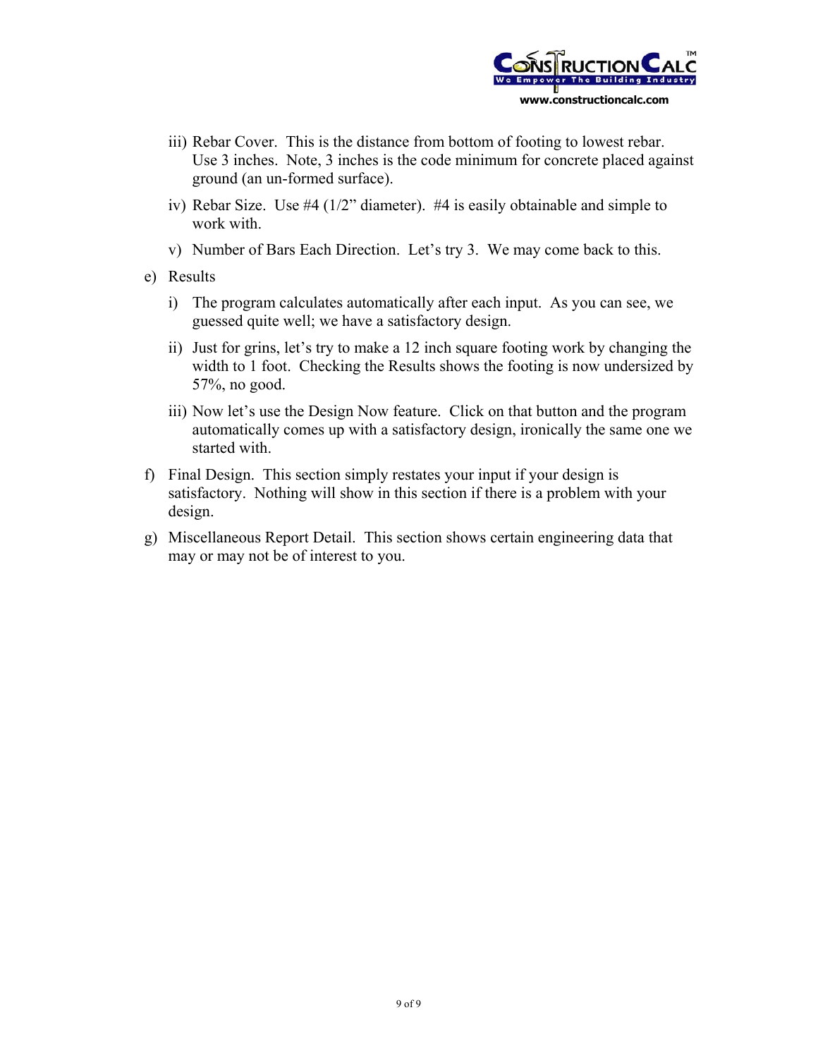iii) Rebar Cover. This is the distance from bottom of footing to lowest rebar. Use 3 inches. Note, 3 inches is the code minimum for concrete placed against ground (an un-formed surface).

iv) Rebar Size. Use #4 (1/2" diameter). #4 is easily obtainable and simple to work with.

v) Number of Bars Each Direction. Let's try 3. We may come back to this.

e) Results

i) The program calculates automatically after each input. As you can see, we guessed quite well; we have a satisfactory design.

ii) Just for grins, let's try to make a 12 inch square footing work by changing the width to 1 foot. Checking the Results shows the footing is now undersized by 57%, no good.

iii) Now let's use the Design Now feature. Click on that button and the program automatically comes up with a satisfactory design, ironically the same one we started with.

f) Final Design. This section simply restates your input if your design is satisfactory. Nothing will show in this section if there is a problem with your design.

g) Miscellaneous Report Detail. This section shows certain engineering data that may or may not be of interest to you.